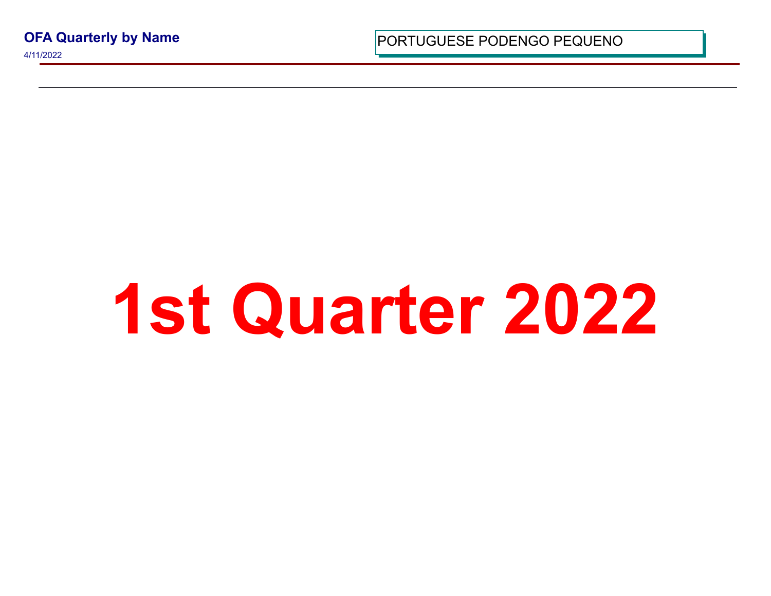**OFA Quarterly by Name**

4/11/2022

PORTUGUESE PODENGO PEQUENO

# 1st Quarter 2022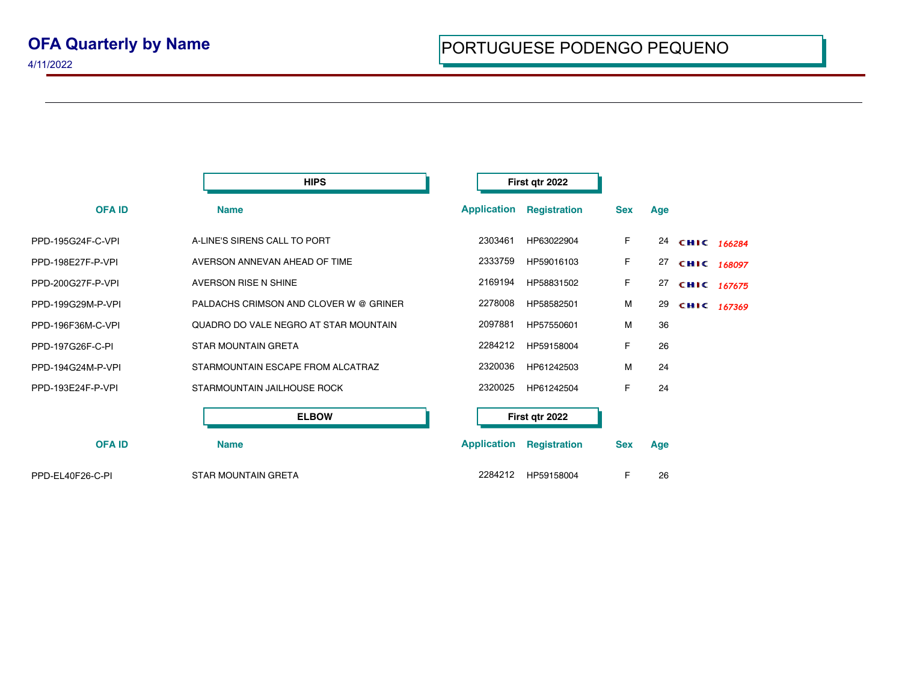# OFA Quarterly by Name

4/11/2022

## PORTUGUESE PODENGO PEQUENO

### HIPS — First qtr 2022

| OFA ID | Name | Application | Registration | Sex | Age | |
|---|---|---|---|---|---|---|
| PPD-195G24F-C-VPI | A-LINE'S SIRENS CALL TO PORT | 2303461 | HP63022904 | F | 24 | CHIC *166284* |
| PPD-198E27F-P-VPI | AVERSON ANNEVAN AHEAD OF TIME | 2333759 | HP59016103 | F | 27 | CHIC *168097* |
| PPD-200G27F-P-VPI | AVERSON RISE N SHINE | 2169194 | HP58831502 | F | 27 | CHIC *167675* |
| PPD-199G29M-P-VPI | PALDACHS CRIMSON AND CLOVER W @ GRINER | 2278008 | HP58582501 | M | 29 | CHIC *167369* |
| PPD-196F36M-C-VPI | QUADRO DO VALE NEGRO AT STAR MOUNTAIN | 2097881 | HP57550601 | M | 36 | |
| PPD-197G26F-C-PI | STAR MOUNTAIN GRETA | 2284212 | HP59158004 | F | 26 | |
| PPD-194G24M-P-VPI | STARMOUNTAIN ESCAPE FROM ALCATRAZ | 2320036 | HP61242503 | M | 24 | |
| PPD-193E24F-P-VPI | STARMOUNTAIN JAILHOUSE ROCK | 2320025 | HP61242504 | F | 24 | |

### ELBOW — First qtr 2022

| OFA ID | Name | Application | Registration | Sex | Age |
|---|---|---|---|---|---|
| PPD-EL40F26-C-PI | STAR MOUNTAIN GRETA | 2284212 | HP59158004 | F | 26 |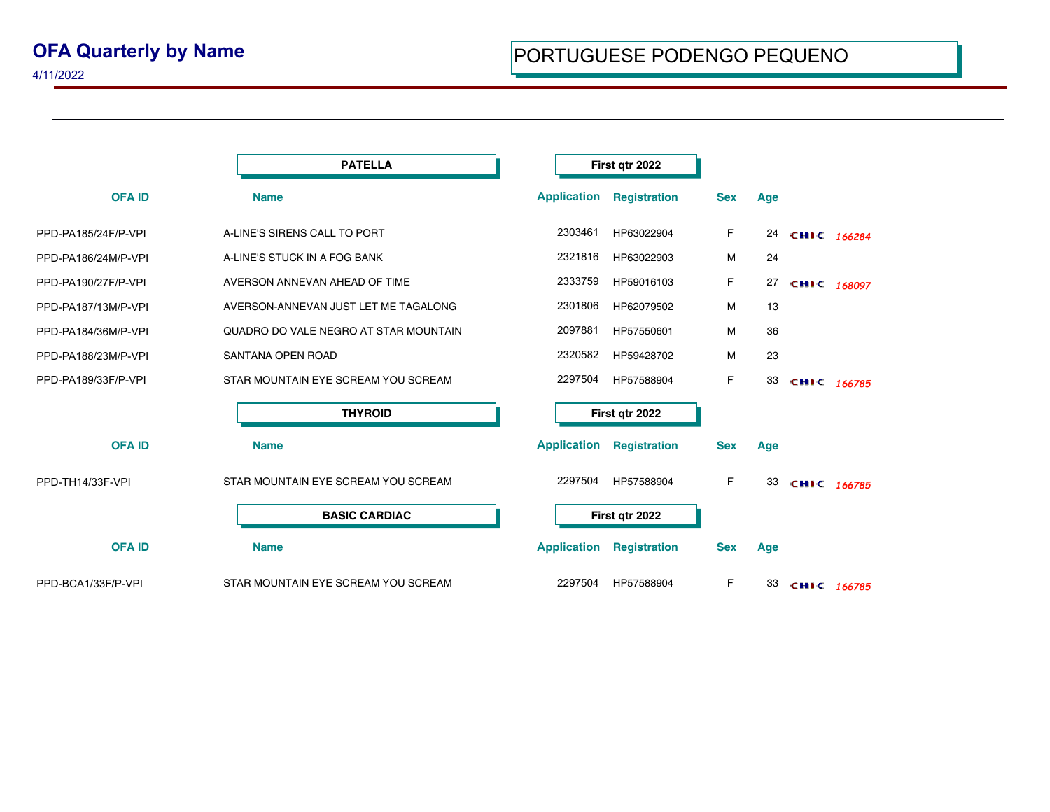# OFA Quarterly by Name

4/11/2022

## PORTUGUESE PODENGO PEQUENO

### PATELLA — First qtr 2022

| OFA ID | Name | Application | Registration | Sex | Age | |
|---|---|---|---|---|---|---|
| PPD-PA185/24F/P-VPI | A-LINE'S SIRENS CALL TO PORT | 2303461 | HP63022904 | F | 24 | CHIC 166284 |
| PPD-PA186/24M/P-VPI | A-LINE'S STUCK IN A FOG BANK | 2321816 | HP63022903 | M | 24 | |
| PPD-PA190/27F/P-VPI | AVERSON ANNEVAN AHEAD OF TIME | 2333759 | HP59016103 | F | 27 | CHIC 168097 |
| PPD-PA187/13M/P-VPI | AVERSON-ANNEVAN JUST LET ME TAGALONG | 2301806 | HP62079502 | M | 13 | |
| PPD-PA184/36M/P-VPI | QUADRO DO VALE NEGRO AT STAR MOUNTAIN | 2097881 | HP57550601 | M | 36 | |
| PPD-PA188/23M/P-VPI | SANTANA OPEN ROAD | 2320582 | HP59428702 | M | 23 | |
| PPD-PA189/33F/P-VPI | STAR MOUNTAIN EYE SCREAM YOU SCREAM | 2297504 | HP57588904 | F | 33 | CHIC 166785 |

### THYROID — First qtr 2022

| OFA ID | Name | Application | Registration | Sex | Age | |
|---|---|---|---|---|---|---|
| PPD-TH14/33F-VPI | STAR MOUNTAIN EYE SCREAM YOU SCREAM | 2297504 | HP57588904 | F | 33 | CHIC 166785 |

### BASIC CARDIAC — First qtr 2022

| OFA ID | Name | Application | Registration | Sex | Age | |
|---|---|---|---|---|---|---|
| PPD-BCA1/33F/P-VPI | STAR MOUNTAIN EYE SCREAM YOU SCREAM | 2297504 | HP57588904 | F | 33 | CHIC 166785 |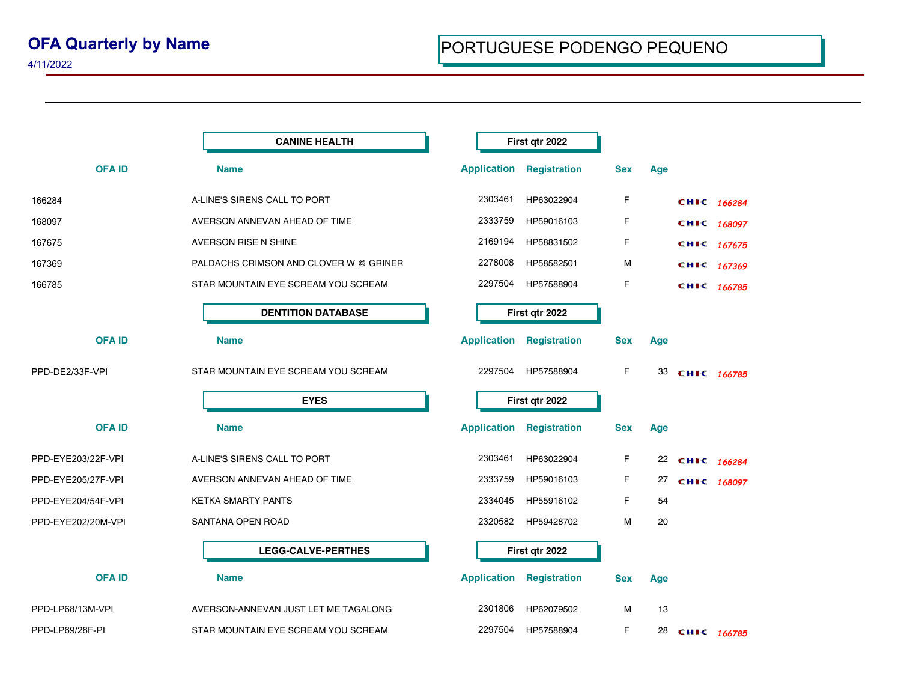# OFA Quarterly by Name

4/11/2022

## PORTUGUESE PODENGO PEQUENO

### CANINE HEALTH — First qtr 2022

| OFA ID | Name | Application | Registration | Sex | Age | |
|---|---|---|---|---|---|---|
| 166284 | A-LINE'S SIRENS CALL TO PORT | 2303461 | HP63022904 | F | | CHIC *166284* |
| 168097 | AVERSON ANNEVAN AHEAD OF TIME | 2333759 | HP59016103 | F | | CHIC *168097* |
| 167675 | AVERSON RISE N SHINE | 2169194 | HP58831502 | F | | CHIC *167675* |
| 167369 | PALDACHS CRIMSON AND CLOVER W @ GRINER | 2278008 | HP58582501 | M | | CHIC *167369* |
| 166785 | STAR MOUNTAIN EYE SCREAM YOU SCREAM | 2297504 | HP57588904 | F | | CHIC *166785* |

### DENTITION DATABASE — First qtr 2022

| OFA ID | Name | Application | Registration | Sex | Age | |
|---|---|---|---|---|---|---|
| PPD-DE2/33F-VPI | STAR MOUNTAIN EYE SCREAM YOU SCREAM | 2297504 | HP57588904 | F | 33 | CHIC *166785* |

### EYES — First qtr 2022

| OFA ID | Name | Application | Registration | Sex | Age | |
|---|---|---|---|---|---|---|
| PPD-EYE203/22F-VPI | A-LINE'S SIRENS CALL TO PORT | 2303461 | HP63022904 | F | 22 | CHIC *166284* |
| PPD-EYE205/27F-VPI | AVERSON ANNEVAN AHEAD OF TIME | 2333759 | HP59016103 | F | 27 | CHIC *168097* |
| PPD-EYE204/54F-VPI | KETKA SMARTY PANTS | 2334045 | HP55916102 | F | 54 | |
| PPD-EYE202/20M-VPI | SANTANA OPEN ROAD | 2320582 | HP59428702 | M | 20 | |

### LEGG-CALVE-PERTHES — First qtr 2022

| OFA ID | Name | Application | Registration | Sex | Age | |
|---|---|---|---|---|---|---|
| PPD-LP68/13M-VPI | AVERSON-ANNEVAN JUST LET ME TAGALONG | 2301806 | HP62079502 | M | 13 | |
| PPD-LP69/28F-PI | STAR MOUNTAIN EYE SCREAM YOU SCREAM | 2297504 | HP57588904 | F | 28 | CHIC *166785* |